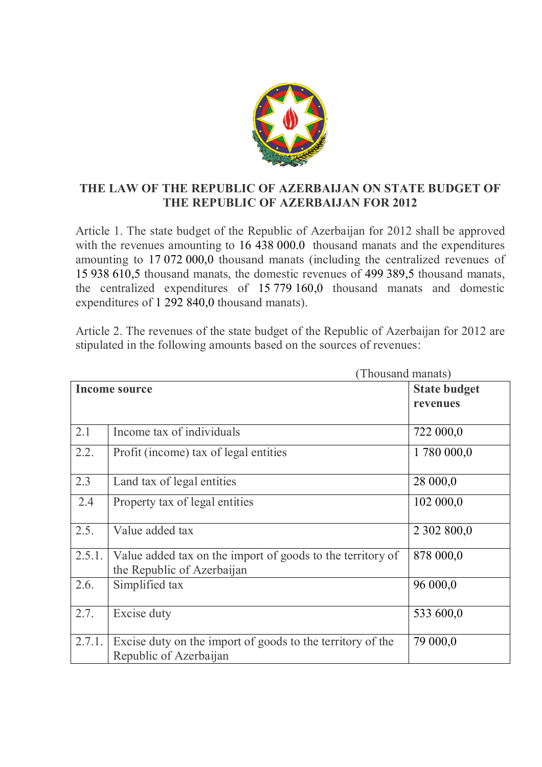# THE LAW OF THE REPUBLIC OF AZERBAIJAN ON STATE BUDGET OF THE REPUBLIC OF AZERBAIJAN FOR 2012

Article 1. The state budget of the Republic of Azerbaijan for 2012 shall be approved with the revenues amounting to 16 438 000.0 thousand manats and the expenditures amounting to 17 072 000,0 thousand manats (including the centralized revenues of 15 938 610,5 thousand manats, the domestic revenues of 499 389,5 thousand manats, the centralized expenditures of 15 779 160,0 thousand manats and domestic expenditures of 1 292 840,0 thousand manats).

Article 2. The revenues of the state budget of the Republic of Azerbaijan for 2012 are stipulated in the following amounts based on the sources of revenues:

(Thousand manats)

| **Income source** | | **State budget revenues** |
|---|---|---|
| 2.1 | Income tax of individuals | 722 000,0 |
| 2.2. | Profit (income) tax of legal entities | 1 780 000,0 |
| 2.3 | Land tax of legal entities | 28 000,0 |
| 2.4 | Property tax of legal entities | 102 000,0 |
| 2.5. | Value added tax | 2 302 800,0 |
| 2.5.1. | Value added tax on the import of goods to the territory of the Republic of Azerbaijan | 878 000,0 |
| 2.6. | Simplified tax | 96 000,0 |
| 2.7. | Excise duty | 533 600,0 |
| 2.7.1. | Excise duty on the import of goods to the territory of the Republic of Azerbaijan | 79 000,0 |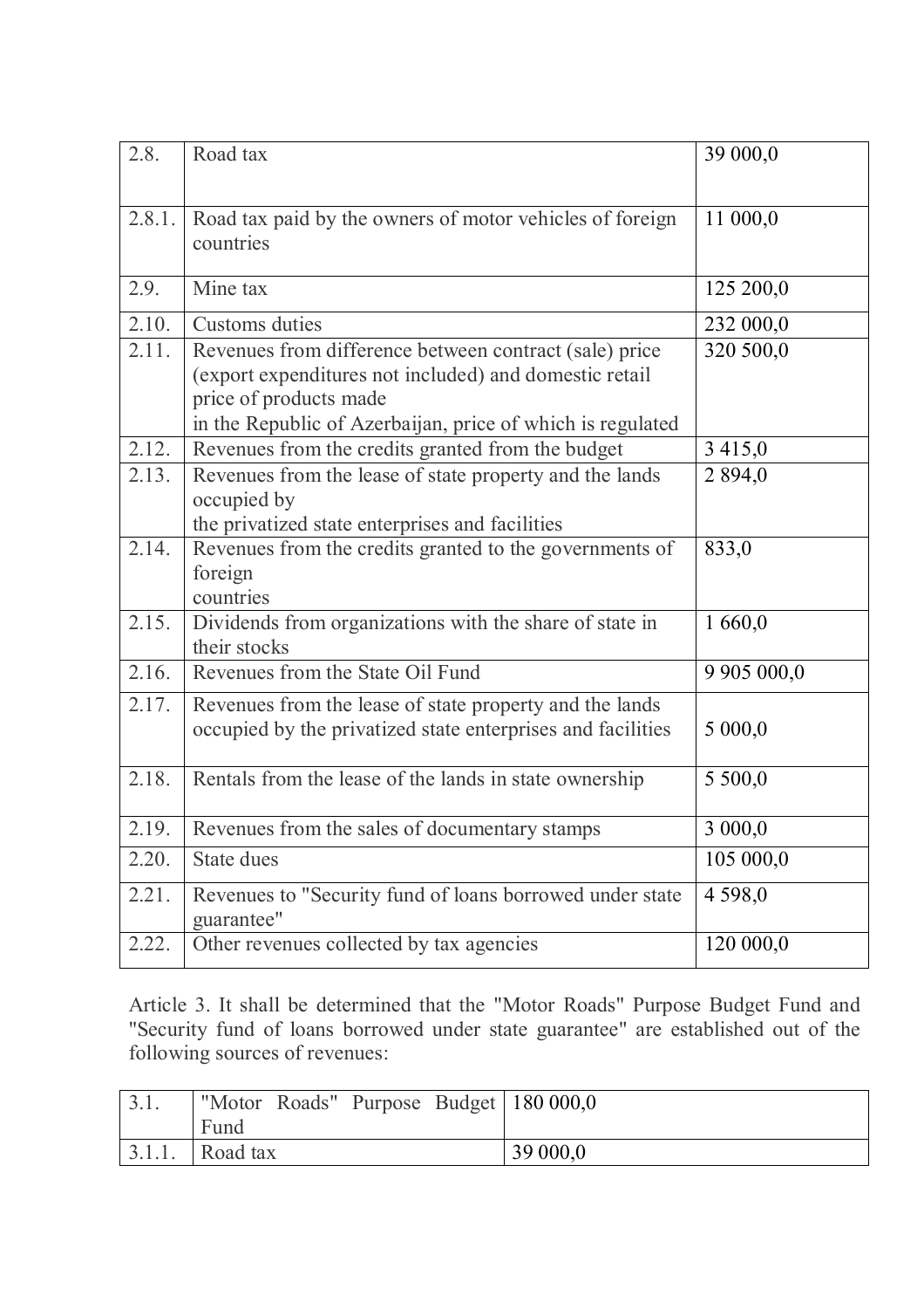| | | |
|---|---|---|
| 2.8. | Road tax | 39 000,0 |
| 2.8.1. | Road tax paid by the owners of motor vehicles of foreign countries | 11 000,0 |
| 2.9. | Mine tax | 125 200,0 |
| 2.10. | Customs duties | 232 000,0 |
| 2.11. | Revenues from difference between contract (sale) price (export expenditures not included) and domestic retail price of products made in the Republic of Azerbaijan, price of which is regulated | 320 500,0 |
| 2.12. | Revenues from the credits granted from the budget | 3 415,0 |
| 2.13. | Revenues from the lease of state property and the lands occupied by the privatized state enterprises and facilities | 2 894,0 |
| 2.14. | Revenues from the credits granted to the governments of foreign countries | 833,0 |
| 2.15. | Dividends from organizations with the share of state in their stocks | 1 660,0 |
| 2.16. | Revenues from the State Oil Fund | 9 905 000,0 |
| 2.17. | Revenues from the lease of state property and the lands occupied by the privatized state enterprises and facilities | 5 000,0 |
| 2.18. | Rentals from the lease of the lands in state ownership | 5 500,0 |
| 2.19. | Revenues from the sales of documentary stamps | 3 000,0 |
| 2.20. | State dues | 105 000,0 |
| 2.21. | Revenues to "Security fund of loans borrowed under state guarantee" | 4 598,0 |
| 2.22. | Other revenues collected by tax agencies | 120 000,0 |

Article 3. It shall be determined that the "Motor Roads" Purpose Budget Fund and "Security fund of loans borrowed under state guarantee" are established out of the following sources of revenues:

| | | |
|---|---|---|
| 3.1. | "Motor Roads" Purpose Budget Fund | 180 000,0 |
| 3.1.1. | Road tax | 39 000,0 |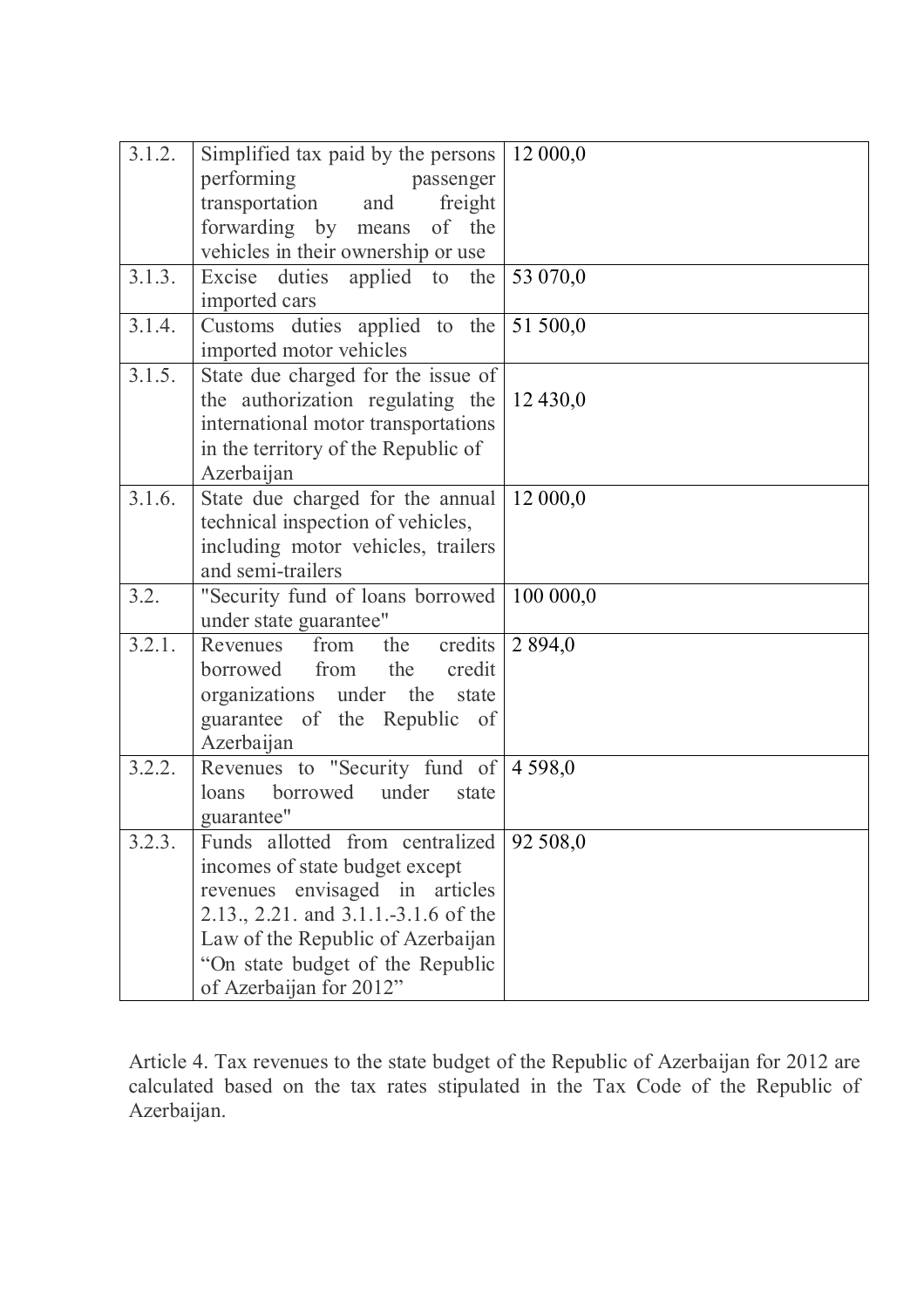| 3.1.2. | Simplified tax paid by the persons performing passenger transportation and freight forwarding by means of the vehicles in their ownership or use | 12 000,0 |
|---|---|---|
| 3.1.3. | Excise duties applied to the imported cars | 53 070,0 |
| 3.1.4. | Customs duties applied to the imported motor vehicles | 51 500,0 |
| 3.1.5. | State due charged for the issue of the authorization regulating the international motor transportations in the territory of the Republic of Azerbaijan | 12 430,0 |
| 3.1.6. | State due charged for the annual technical inspection of vehicles, including motor vehicles, trailers and semi-trailers | 12 000,0 |
| 3.2. | "Security fund of loans borrowed under state guarantee" | 100 000,0 |
| 3.2.1. | Revenues from the credits borrowed from the credit organizations under the state guarantee of the Republic of Azerbaijan | 2 894,0 |
| 3.2.2. | Revenues to "Security fund of loans borrowed under state guarantee" | 4 598,0 |
| 3.2.3. | Funds allotted from centralized incomes of state budget except revenues envisaged in articles 2.13., 2.21. and 3.1.1.-3.1.6 of the Law of the Republic of Azerbaijan "On state budget of the Republic of Azerbaijan for 2012" | 92 508,0 |

Article 4. Tax revenues to the state budget of the Republic of Azerbaijan for 2012 are calculated based on the tax rates stipulated in the Tax Code of the Republic of Azerbaijan.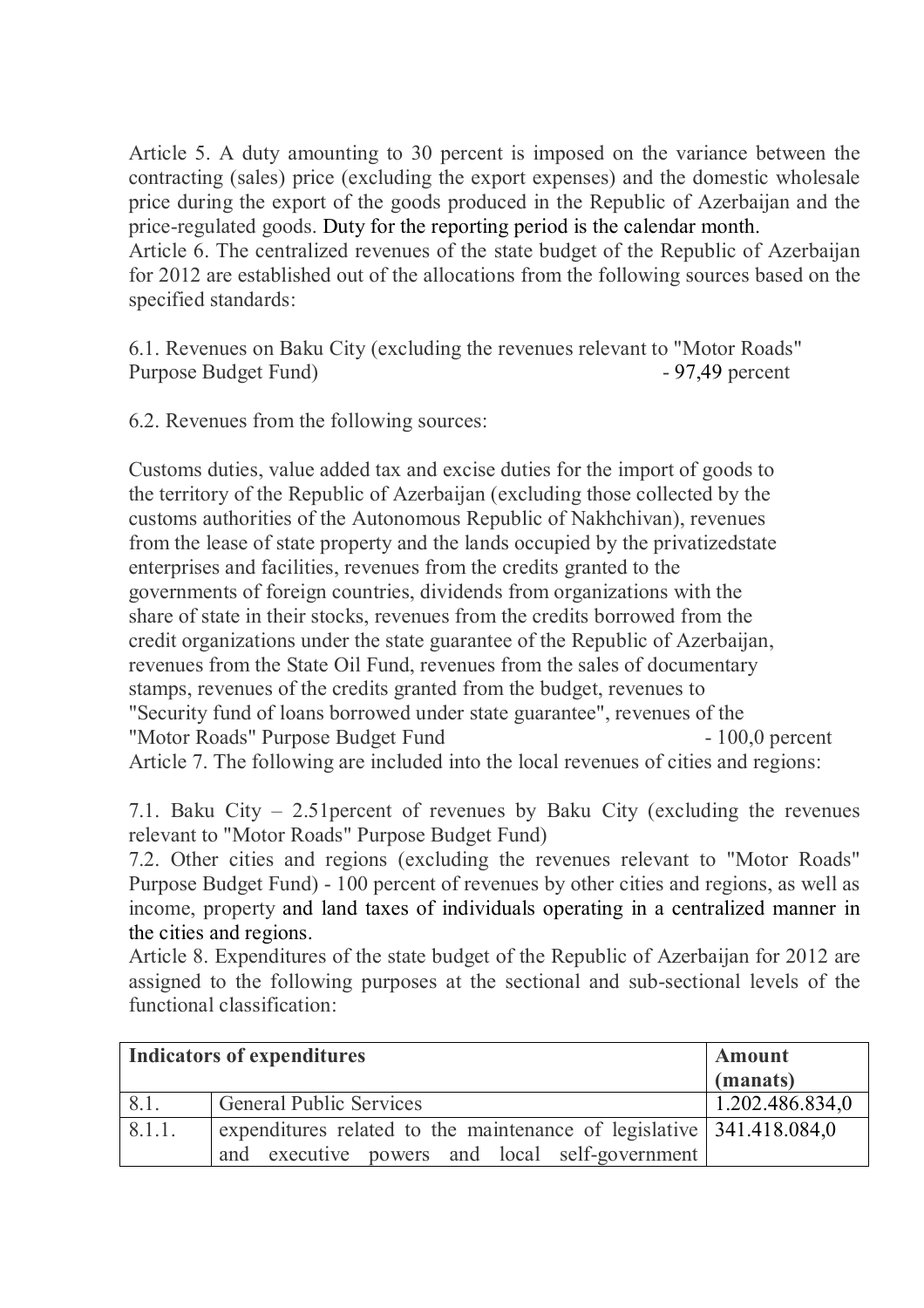Article 5. A duty amounting to 30 percent is imposed on the variance between the contracting (sales) price (excluding the export expenses) and the domestic wholesale price during the export of the goods produced in the Republic of Azerbaijan and the price-regulated goods. Duty for the reporting period is the calendar month.

Article 6. The centralized revenues of the state budget of the Republic of Azerbaijan for 2012 are established out of the allocations from the following sources based on the specified standards:

6.1. Revenues on Baku City (excluding the revenues relevant to "Motor Roads" Purpose Budget Fund) - 97,49 percent

6.2. Revenues from the following sources:

Customs duties, value added tax and excise duties for the import of goods to the territory of the Republic of Azerbaijan (excluding those collected by the customs authorities of the Autonomous Republic of Nakhchivan), revenues from the lease of state property and the lands occupied by the privatizedstate enterprises and facilities, revenues from the credits granted to the governments of foreign countries, dividends from organizations with the share of state in their stocks, revenues from the credits borrowed from the credit organizations under the state guarantee of the Republic of Azerbaijan, revenues from the State Oil Fund, revenues from the sales of documentary stamps, revenues of the credits granted from the budget, revenues to "Security fund of loans borrowed under state guarantee", revenues of the "Motor Roads" Purpose Budget Fund - 100,0 percent

Article 7. The following are included into the local revenues of cities and regions:

7.1. Baku City – 2.51percent of revenues by Baku City (excluding the revenues relevant to "Motor Roads" Purpose Budget Fund)

7.2. Other cities and regions (excluding the revenues relevant to "Motor Roads" Purpose Budget Fund) - 100 percent of revenues by other cities and regions, as well as income, property and land taxes of individuals operating in a centralized manner in the cities and regions.

Article 8. Expenditures of the state budget of the Republic of Azerbaijan for 2012 are assigned to the following purposes at the sectional and sub-sectional levels of the functional classification:

| **Indicators of expenditures** | | **Amount (manats)** |
|---|---|---|
| 8.1. | General Public Services | 1.202.486.834,0 |
| 8.1.1. | expenditures related to the maintenance of legislative and executive powers and local self-government | 341.418.084,0 |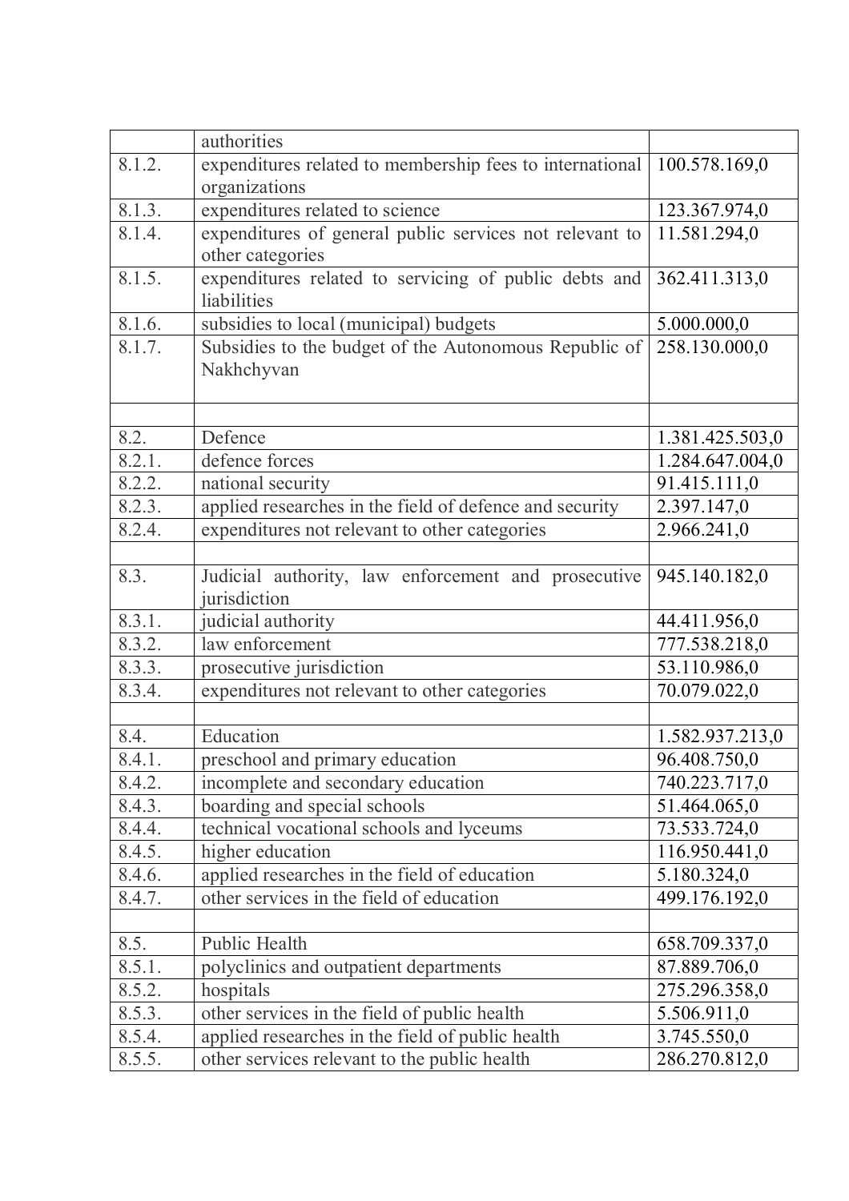| | | |
|---|---|---|
| | authorities | |
| 8.1.2. | expenditures related to membership fees to international organizations | 100.578.169,0 |
| 8.1.3. | expenditures related to science | 123.367.974,0 |
| 8.1.4. | expenditures of general public services not relevant to other categories | 11.581.294,0 |
| 8.1.5. | expenditures related to servicing of public debts and liabilities | 362.411.313,0 |
| 8.1.6. | subsidies to local (municipal) budgets | 5.000.000,0 |
| 8.1.7. | Subsidies to the budget of the Autonomous Republic of Nakhchyvan | 258.130.000,0 |
| | | |
| 8.2. | Defence | 1.381.425.503,0 |
| 8.2.1. | defence forces | 1.284.647.004,0 |
| 8.2.2. | national security | 91.415.111,0 |
| 8.2.3. | applied researches in the field of defence and security | 2.397.147,0 |
| 8.2.4. | expenditures not relevant to other categories | 2.966.241,0 |
| | | |
| 8.3. | Judicial authority, law enforcement and prosecutive jurisdiction | 945.140.182,0 |
| 8.3.1. | judicial authority | 44.411.956,0 |
| 8.3.2. | law enforcement | 777.538.218,0 |
| 8.3.3. | prosecutive jurisdiction | 53.110.986,0 |
| 8.3.4. | expenditures not relevant to other categories | 70.079.022,0 |
| | | |
| 8.4. | Education | 1.582.937.213,0 |
| 8.4.1. | preschool and primary education | 96.408.750,0 |
| 8.4.2. | incomplete and secondary education | 740.223.717,0 |
| 8.4.3. | boarding and special schools | 51.464.065,0 |
| 8.4.4. | technical vocational schools and lyceums | 73.533.724,0 |
| 8.4.5. | higher education | 116.950.441,0 |
| 8.4.6. | applied researches in the field of education | 5.180.324,0 |
| 8.4.7. | other services in the field of education | 499.176.192,0 |
| | | |
| 8.5. | Public Health | 658.709.337,0 |
| 8.5.1. | polyclinics and outpatient departments | 87.889.706,0 |
| 8.5.2. | hospitals | 275.296.358,0 |
| 8.5.3. | other services in the field of public health | 5.506.911,0 |
| 8.5.4. | applied researches in the field of public health | 3.745.550,0 |
| 8.5.5. | other services relevant to the public health | 286.270.812,0 |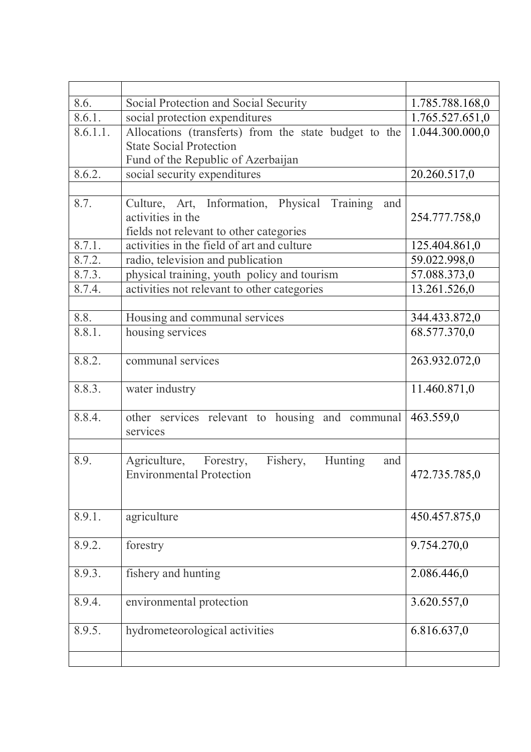| | | |
|---|---|---|
| 8.6. | Social Protection and Social Security | 1.785.788.168,0 |
| 8.6.1. | social protection expenditures | 1.765.527.651,0 |
| 8.6.1.1. | Allocations (transferts) from the state budget to the State Social Protection Fund of the Republic of Azerbaijan | 1.044.300.000,0 |
| 8.6.2. | social security expenditures | 20.260.517,0 |
| | | |
| 8.7. | Culture, Art, Information, Physical Training and activities in the fields not relevant to other categories | 254.777.758,0 |
| 8.7.1. | activities in the field of art and culture | 125.404.861,0 |
| 8.7.2. | radio, television and publication | 59.022.998,0 |
| 8.7.3. | physical training, youth policy and tourism | 57.088.373,0 |
| 8.7.4. | activities not relevant to other categories | 13.261.526,0 |
| | | |
| 8.8. | Housing and communal services | 344.433.872,0 |
| 8.8.1. | housing services | 68.577.370,0 |
| 8.8.2. | communal services | 263.932.072,0 |
| 8.8.3. | water industry | 11.460.871,0 |
| 8.8.4. | other services relevant to housing and communal services | 463.559,0 |
| | | |
| 8.9. | Agriculture, Forestry, Fishery, Hunting and Environmental Protection | 472.735.785,0 |
| 8.9.1. | agriculture | 450.457.875,0 |
| 8.9.2. | forestry | 9.754.270,0 |
| 8.9.3. | fishery and hunting | 2.086.446,0 |
| 8.9.4. | environmental protection | 3.620.557,0 |
| 8.9.5. | hydrometeorological activities | 6.816.637,0 |
| | | |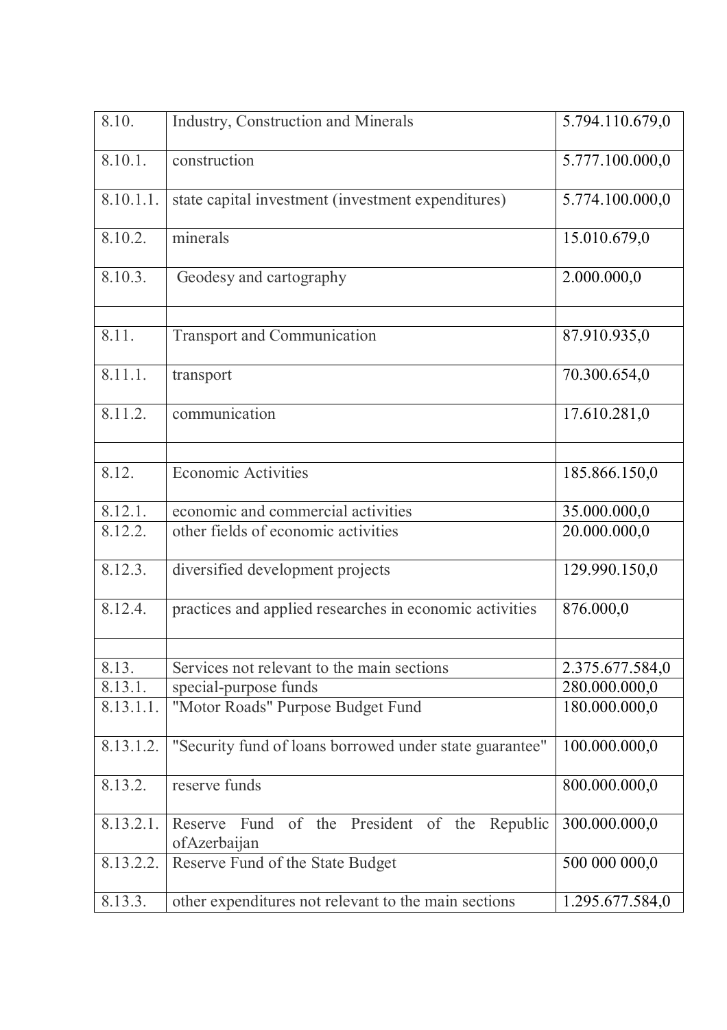| | | |
|---|---|---|
| 8.10. | Industry, Construction and Minerals | 5.794.110.679,0 |
| 8.10.1. | construction | 5.777.100.000,0 |
| 8.10.1.1. | state capital investment (investment expenditures) | 5.774.100.000,0 |
| 8.10.2. | minerals | 15.010.679,0 |
| 8.10.3. | Geodesy and cartography | 2.000.000,0 |
| | | |
| 8.11. | Transport and Communication | 87.910.935,0 |
| 8.11.1. | transport | 70.300.654,0 |
| 8.11.2. | communication | 17.610.281,0 |
| | | |
| 8.12. | Economic Activities | 185.866.150,0 |
| 8.12.1. | economic and commercial activities | 35.000.000,0 |
| 8.12.2. | other fields of economic activities | 20.000.000,0 |
| 8.12.3. | diversified development projects | 129.990.150,0 |
| 8.12.4. | practices and applied researches in economic activities | 876.000,0 |
| | | |
| 8.13. | Services not relevant to the main sections | 2.375.677.584,0 |
| 8.13.1. | special-purpose funds | 280.000.000,0 |
| 8.13.1.1. | "Motor Roads" Purpose Budget Fund | 180.000.000,0 |
| 8.13.1.2. | "Security fund of loans borrowed under state guarantee" | 100.000.000,0 |
| 8.13.2. | reserve funds | 800.000.000,0 |
| 8.13.2.1. | Reserve Fund of the President of the Republic ofAzerbaijan | 300.000.000,0 |
| 8.13.2.2. | Reserve Fund of the State Budget | 500 000 000,0 |
| 8.13.3. | other expenditures not relevant to the main sections | 1.295.677.584,0 |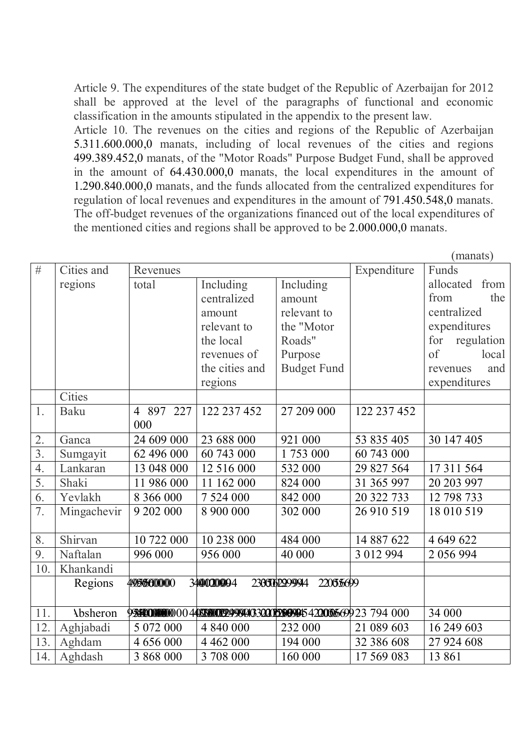Article 9. The expenditures of the state budget of the Republic of Azerbaijan for 2012 shall be approved at the level of the paragraphs of functional and economic classification in the amounts stipulated in the appendix to the present law.

Article 10. The revenues on the cities and regions of the Republic of Azerbaijan 5.311.600.000,0 manats, including of local revenues of the cities and regions 499.389.452,0 manats, of the "Motor Roads" Purpose Budget Fund, shall be approved in the amount of 64.430.000,0 manats, the local expenditures in the amount of 1.290.840.000,0 manats, and the funds allocated from the centralized expenditures for regulation of local revenues and expenditures in the amount of 791.450.548,0 manats. The off-budget revenues of the organizations financed out of the local expenditures of the mentioned cities and regions shall be approved to be 2.000.000,0 manats.

(manats)

| # | Cities and regions | Revenues | | | Expenditure | Funds allocated from from the centralized expenditures for regulation of local revenues and expenditures |
|---|---|---|---|---|---|---|
| | | total | Including centralized amount relevant to the local revenues of the cities and regions | Including amount relevant to the "Motor Roads" Purpose Budget Fund | | |
| | Cities | | | | | |
| 1. | Baku | 4 897 227 000 | 122 237 452 | 27 209 000 | 122 237 452 | |
| 2. | Ganca | 24 609 000 | 23 688 000 | 921 000 | 53 835 405 | 30 147 405 |
| 3. | Sumgayit | 62 496 000 | 60 743 000 | 1 753 000 | 60 743 000 | |
| 4. | Lankaran | 13 048 000 | 12 516 000 | 532 000 | 29 827 564 | 17 311 564 |
| 5. | Shaki | 11 986 000 | 11 162 000 | 824 000 | 31 365 997 | 20 203 997 |
| 6. | Yevlakh | 8 366 000 | 7 524 000 | 842 000 | 20 322 733 | 12 798 733 |
| 7. | Mingachevir | 9 202 000 | 8 900 000 | 302 000 | 26 910 519 | 18 010 519 |
| 8. | Shirvan | 10 722 000 | 10 238 000 | 484 000 | 14 887 622 | 4 649 622 |
| 9. | Naftalan | 996 000 | 956 000 | 40 000 | 3 012 994 | 2 056 994 |
| 10. | Khankandi | | | | | |
| | Regions | 4095660000 | 3400020094 | 2306129994 2205569 | | |
| 11. | Absheron | 958410000000 | 4433800294940 | 330000200945420065699 | 23 794 000 | 34 000 |
| 12. | Aghjabadi | 5 072 000 | 4 840 000 | 232 000 | 21 089 603 | 16 249 603 |
| 13. | Aghdam | 4 656 000 | 4 462 000 | 194 000 | 32 386 608 | 27 924 608 |
| 14. | Aghdash | 3 868 000 | 3 708 000 | 160 000 | 17 569 083 | 13 861 |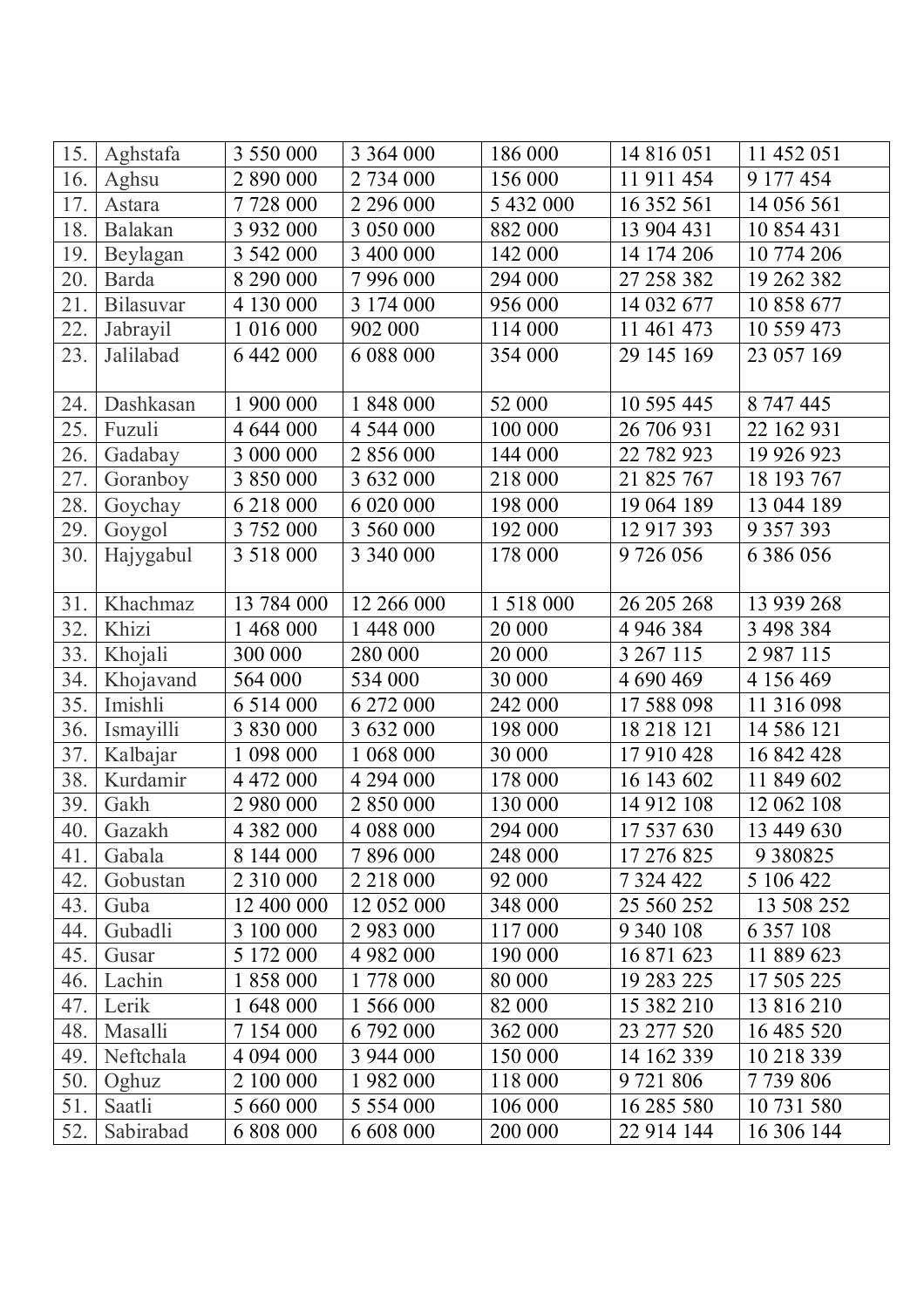| 15. | Aghstafa | 3 550 000 | 3 364 000 | 186 000 | 14 816 051 | 11 452 051 |
|---|---|---|---|---|---|---|
| 16. | Aghsu | 2 890 000 | 2 734 000 | 156 000 | 11 911 454 | 9 177 454 |
| 17. | Astara | 7 728 000 | 2 296 000 | 5 432 000 | 16 352 561 | 14 056 561 |
| 18. | Balakan | 3 932 000 | 3 050 000 | 882 000 | 13 904 431 | 10 854 431 |
| 19. | Beylagan | 3 542 000 | 3 400 000 | 142 000 | 14 174 206 | 10 774 206 |
| 20. | Barda | 8 290 000 | 7 996 000 | 294 000 | 27 258 382 | 19 262 382 |
| 21. | Bilasuvar | 4 130 000 | 3 174 000 | 956 000 | 14 032 677 | 10 858 677 |
| 22. | Jabrayil | 1 016 000 | 902 000 | 114 000 | 11 461 473 | 10 559 473 |
| 23. | Jalilabad | 6 442 000 | 6 088 000 | 354 000 | 29 145 169 | 23 057 169 |
| 24. | Dashkasan | 1 900 000 | 1 848 000 | 52 000 | 10 595 445 | 8 747 445 |
| 25. | Fuzuli | 4 644 000 | 4 544 000 | 100 000 | 26 706 931 | 22 162 931 |
| 26. | Gadabay | 3 000 000 | 2 856 000 | 144 000 | 22 782 923 | 19 926 923 |
| 27. | Goranboy | 3 850 000 | 3 632 000 | 218 000 | 21 825 767 | 18 193 767 |
| 28. | Goychay | 6 218 000 | 6 020 000 | 198 000 | 19 064 189 | 13 044 189 |
| 29. | Goygol | 3 752 000 | 3 560 000 | 192 000 | 12 917 393 | 9 357 393 |
| 30. | Hajygabul | 3 518 000 | 3 340 000 | 178 000 | 9 726 056 | 6 386 056 |
| 31. | Khachmaz | 13 784 000 | 12 266 000 | 1 518 000 | 26 205 268 | 13 939 268 |
| 32. | Khizi | 1 468 000 | 1 448 000 | 20 000 | 4 946 384 | 3 498 384 |
| 33. | Khojali | 300 000 | 280 000 | 20 000 | 3 267 115 | 2 987 115 |
| 34. | Khojavand | 564 000 | 534 000 | 30 000 | 4 690 469 | 4 156 469 |
| 35. | Imishli | 6 514 000 | 6 272 000 | 242 000 | 17 588 098 | 11 316 098 |
| 36. | Ismayilli | 3 830 000 | 3 632 000 | 198 000 | 18 218 121 | 14 586 121 |
| 37. | Kalbajar | 1 098 000 | 1 068 000 | 30 000 | 17 910 428 | 16 842 428 |
| 38. | Kurdamir | 4 472 000 | 4 294 000 | 178 000 | 16 143 602 | 11 849 602 |
| 39. | Gakh | 2 980 000 | 2 850 000 | 130 000 | 14 912 108 | 12 062 108 |
| 40. | Gazakh | 4 382 000 | 4 088 000 | 294 000 | 17 537 630 | 13 449 630 |
| 41. | Gabala | 8 144 000 | 7 896 000 | 248 000 | 17 276 825 | 9 380825 |
| 42. | Gobustan | 2 310 000 | 2 218 000 | 92 000 | 7 324 422 | 5 106 422 |
| 43. | Guba | 12 400 000 | 12 052 000 | 348 000 | 25 560 252 | 13 508 252 |
| 44. | Gubadli | 3 100 000 | 2 983 000 | 117 000 | 9 340 108 | 6 357 108 |
| 45. | Gusar | 5 172 000 | 4 982 000 | 190 000 | 16 871 623 | 11 889 623 |
| 46. | Lachin | 1 858 000 | 1 778 000 | 80 000 | 19 283 225 | 17 505 225 |
| 47. | Lerik | 1 648 000 | 1 566 000 | 82 000 | 15 382 210 | 13 816 210 |
| 48. | Masalli | 7 154 000 | 6 792 000 | 362 000 | 23 277 520 | 16 485 520 |
| 49. | Neftchala | 4 094 000 | 3 944 000 | 150 000 | 14 162 339 | 10 218 339 |
| 50. | Oghuz | 2 100 000 | 1 982 000 | 118 000 | 9 721 806 | 7 739 806 |
| 51. | Saatli | 5 660 000 | 5 554 000 | 106 000 | 16 285 580 | 10 731 580 |
| 52. | Sabirabad | 6 808 000 | 6 608 000 | 200 000 | 22 914 144 | 16 306 144 |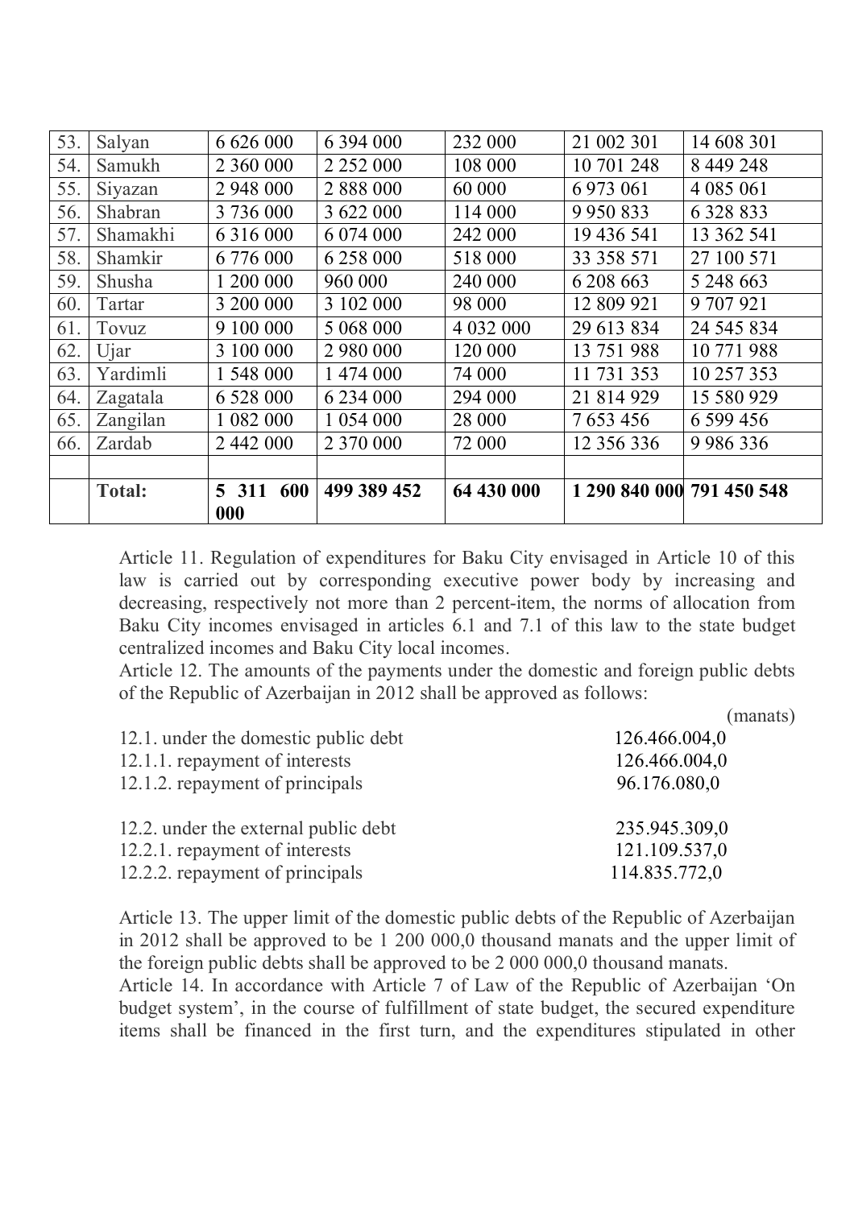| 53. | Salyan | 6 626 000 | 6 394 000 | 232 000 | 21 002 301 | 14 608 301 |
|---|---|---|---|---|---|---|
| 54. | Samukh | 2 360 000 | 2 252 000 | 108 000 | 10 701 248 | 8 449 248 |
| 55. | Siyazan | 2 948 000 | 2 888 000 | 60 000 | 6 973 061 | 4 085 061 |
| 56. | Shabran | 3 736 000 | 3 622 000 | 114 000 | 9 950 833 | 6 328 833 |
| 57. | Shamakhi | 6 316 000 | 6 074 000 | 242 000 | 19 436 541 | 13 362 541 |
| 58. | Shamkir | 6 776 000 | 6 258 000 | 518 000 | 33 358 571 | 27 100 571 |
| 59. | Shusha | 1 200 000 | 960 000 | 240 000 | 6 208 663 | 5 248 663 |
| 60. | Tartar | 3 200 000 | 3 102 000 | 98 000 | 12 809 921 | 9 707 921 |
| 61. | Tovuz | 9 100 000 | 5 068 000 | 4 032 000 | 29 613 834 | 24 545 834 |
| 62. | Ujar | 3 100 000 | 2 980 000 | 120 000 | 13 751 988 | 10 771 988 |
| 63. | Yardimli | 1 548 000 | 1 474 000 | 74 000 | 11 731 353 | 10 257 353 |
| 64. | Zagatala | 6 528 000 | 6 234 000 | 294 000 | 21 814 929 | 15 580 929 |
| 65. | Zangilan | 1 082 000 | 1 054 000 | 28 000 | 7 653 456 | 6 599 456 |
| 66. | Zardab | 2 442 000 | 2 370 000 | 72 000 | 12 356 336 | 9 986 336 |
| | | | | | | |
| | **Total:** | **5 311 600 000** | **499 389 452** | **64 430 000** | **1 290 840 000** | **791 450 548** |

Article 11. Regulation of expenditures for Baku City envisaged in Article 10 of this law is carried out by corresponding executive power body by increasing and decreasing, respectively not more than 2 percent-item, the norms of allocation from Baku City incomes envisaged in articles 6.1 and 7.1 of this law to the state budget centralized incomes and Baku City local incomes.

Article 12. The amounts of the payments under the domestic and foreign public debts of the Republic of Azerbaijan in 2012 shall be approved as follows:

(manats)

| | |
|---|---|
| 12.1. under the domestic public debt | 126.466.004,0 |
| 12.1.1. repayment of interests | 126.466.004,0 |
| 12.1.2. repayment of principals | 96.176.080,0 |
| | |
| 12.2. under the external public debt | 235.945.309,0 |
| 12.2.1. repayment of interests | 121.109.537,0 |
| 12.2.2. repayment of principals | 114.835.772,0 |

Article 13. The upper limit of the domestic public debts of the Republic of Azerbaijan in 2012 shall be approved to be 1 200 000,0 thousand manats and the upper limit of the foreign public debts shall be approved to be 2 000 000,0 thousand manats.

Article 14. In accordance with Article 7 of Law of the Republic of Azerbaijan 'On budget system', in the course of fulfillment of state budget, the secured expenditure items shall be financed in the first turn, and the expenditures stipulated in other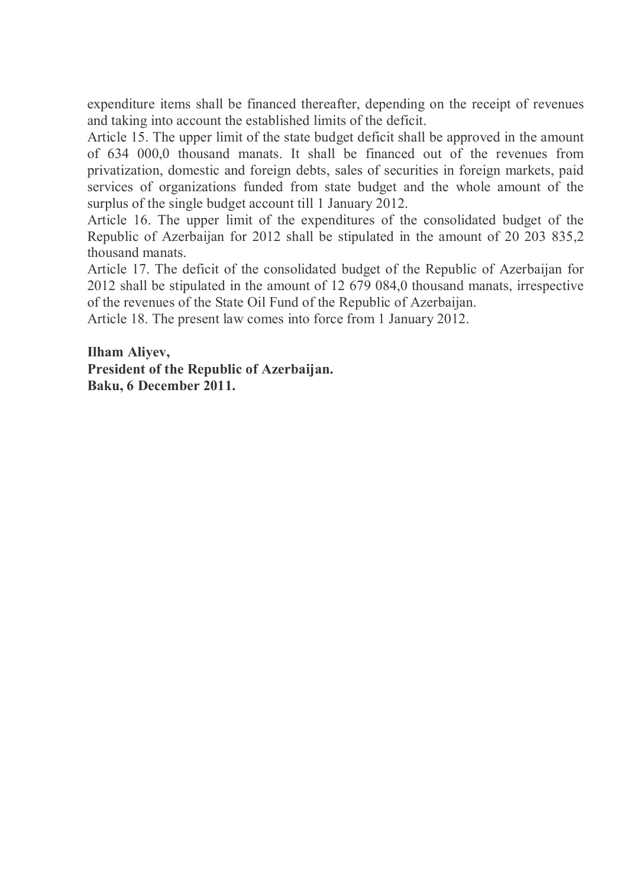expenditure items shall be financed thereafter, depending on the receipt of revenues and taking into account the established limits of the deficit.

Article 15. The upper limit of the state budget deficit shall be approved in the amount of 634 000,0 thousand manats. It shall be financed out of the revenues from privatization, domestic and foreign debts, sales of securities in foreign markets, paid services of organizations funded from state budget and the whole amount of the surplus of the single budget account till 1 January 2012.

Article 16. The upper limit of the expenditures of the consolidated budget of the Republic of Azerbaijan for 2012 shall be stipulated in the amount of 20 203 835,2 thousand manats.

Article 17. The deficit of the consolidated budget of the Republic of Azerbaijan for 2012 shall be stipulated in the amount of 12 679 084,0 thousand manats, irrespective of the revenues of the State Oil Fund of the Republic of Azerbaijan.

Article 18. The present law comes into force from 1 January 2012.

**Ilham Aliyev,**
**President of the Republic of Azerbaijan.**
**Baku, 6 December 2011.**